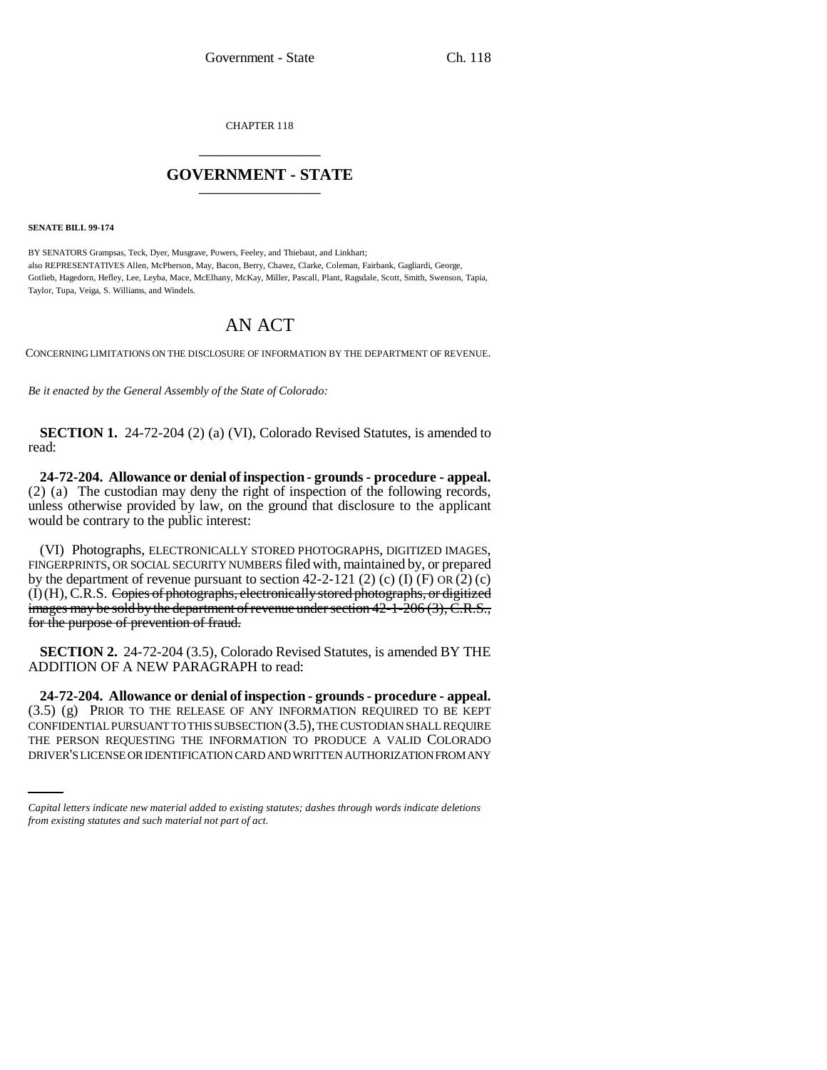CHAPTER 118

# GOVERNMENT - STATE

**SENATE BILL 99-174**

BY SENATORS Grampsas, Teck, Dyer, Musgrave, Powers, Feeley, and Thiebaut, and Linkhart;
also REPRESENTATIVES Allen, McPherson, May, Bacon, Berry, Chavez, Clarke, Coleman, Fairbank, Gagliardi, George, Gotlieb, Hagedorn, Hefley, Lee, Leyba, Mace, McElhany, McKay, Miller, Pascall, Plant, Ragsdale, Scott, Smith, Swenson, Tapia, Taylor, Tupa, Veiga, S. Williams, and Windels.

# AN ACT

CONCERNING LIMITATIONS ON THE DISCLOSURE OF INFORMATION BY THE DEPARTMENT OF REVENUE.

*Be it enacted by the General Assembly of the State of Colorado:*

**SECTION 1.** 24-72-204 (2) (a) (VI), Colorado Revised Statutes, is amended to read:

**24-72-204. Allowance or denial of inspection - grounds - procedure - appeal.** (2) (a) The custodian may deny the right of inspection of the following records, unless otherwise provided by law, on the ground that disclosure to the applicant would be contrary to the public interest:

(VI) Photographs, ELECTRONICALLY STORED PHOTOGRAPHS, DIGITIZED IMAGES, FINGERPRINTS, OR SOCIAL SECURITY NUMBERS filed with, maintained by, or prepared by the department of revenue pursuant to section 42-2-121 (2) (c) (I) (F) OR (2) (c) (I) (H), C.R.S. ~~Copies of photographs, electronically stored photographs, or digitized images may be sold by the department of revenue under section 42-1-206 (3), C.R.S., for the purpose of prevention of fraud.~~

**SECTION 2.** 24-72-204 (3.5), Colorado Revised Statutes, is amended BY THE ADDITION OF A NEW PARAGRAPH to read:

**24-72-204. Allowance or denial of inspection - grounds - procedure - appeal.** (3.5) (g) PRIOR TO THE RELEASE OF ANY INFORMATION REQUIRED TO BE KEPT CONFIDENTIAL PURSUANT TO THIS SUBSECTION (3.5), THE CUSTODIAN SHALL REQUIRE THE PERSON REQUESTING THE INFORMATION TO PRODUCE A VALID COLORADO DRIVER'S LICENSE OR IDENTIFICATION CARD AND WRITTEN AUTHORIZATION FROM ANY

*Capital letters indicate new material added to existing statutes; dashes through words indicate deletions from existing statutes and such material not part of act.*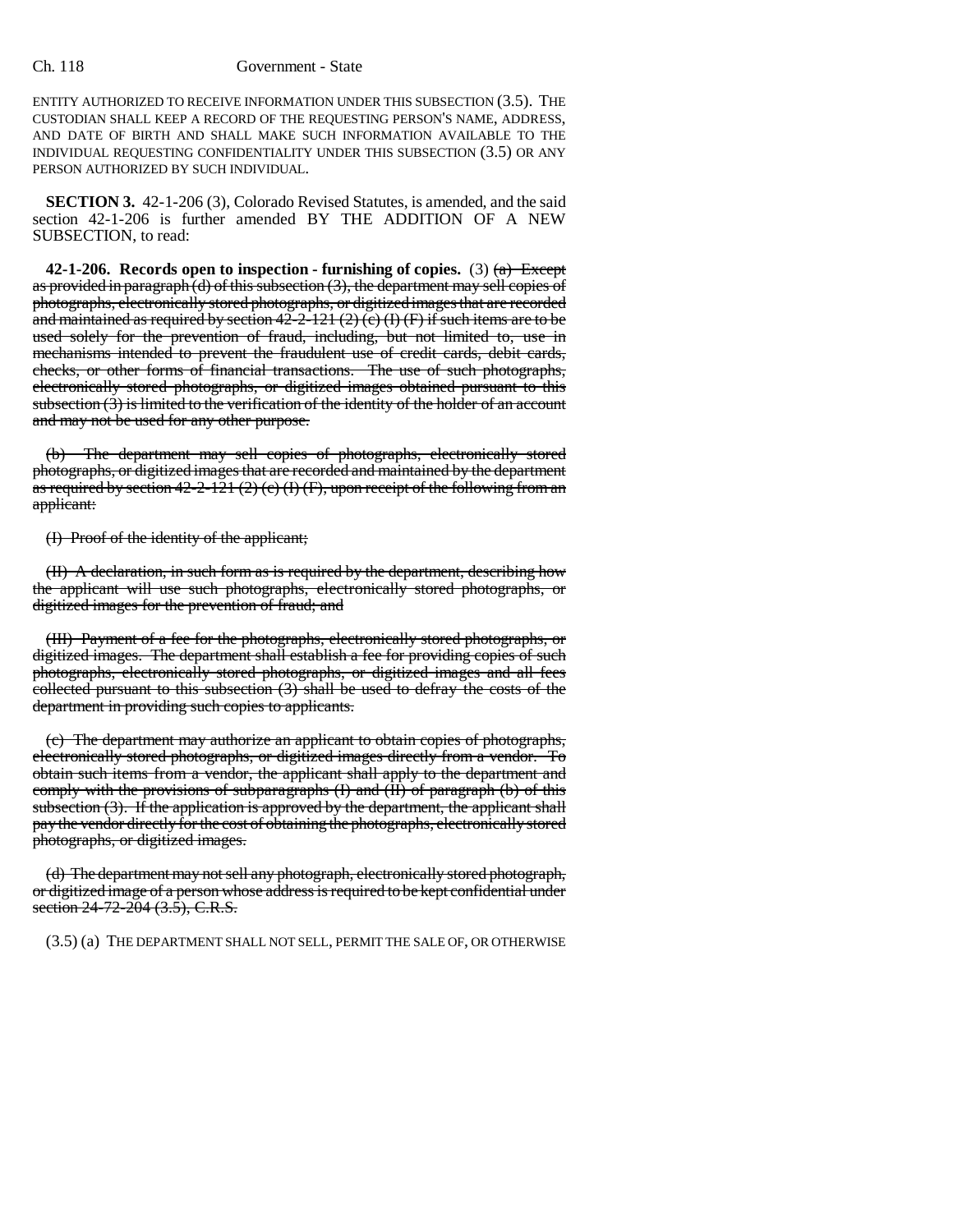ENTITY AUTHORIZED TO RECEIVE INFORMATION UNDER THIS SUBSECTION (3.5). THE CUSTODIAN SHALL KEEP A RECORD OF THE REQUESTING PERSON'S NAME, ADDRESS, AND DATE OF BIRTH AND SHALL MAKE SUCH INFORMATION AVAILABLE TO THE INDIVIDUAL REQUESTING CONFIDENTIALITY UNDER THIS SUBSECTION (3.5) OR ANY PERSON AUTHORIZED BY SUCH INDIVIDUAL.

**SECTION 3.** 42-1-206 (3), Colorado Revised Statutes, is amended, and the said section 42-1-206 is further amended BY THE ADDITION OF A NEW SUBSECTION, to read:

**42-1-206. Records open to inspection - furnishing of copies.** (3) ~~(a) Except as provided in paragraph (d) of this subsection (3), the department may sell copies of photographs, electronically stored photographs, or digitized images that are recorded and maintained as required by section 42-2-121 (2) (c) (I) (F) if such items are to be used solely for the prevention of fraud, including, but not limited to, use in mechanisms intended to prevent the fraudulent use of credit cards, debit cards, checks, or other forms of financial transactions. The use of such photographs, electronically stored photographs, or digitized images obtained pursuant to this subsection (3) is limited to the verification of the identity of the holder of an account and may not be used for any other purpose.~~

~~(b) The department may sell copies of photographs, electronically stored photographs, or digitized images that are recorded and maintained by the department as required by section 42-2-121 (2) (c) (I) (F), upon receipt of the following from an applicant:~~

~~(I) Proof of the identity of the applicant;~~

~~(II) A declaration, in such form as is required by the department, describing how the applicant will use such photographs, electronically stored photographs, or digitized images for the prevention of fraud; and~~

~~(III) Payment of a fee for the photographs, electronically stored photographs, or digitized images. The department shall establish a fee for providing copies of such photographs, electronically stored photographs, or digitized images and all fees collected pursuant to this subsection (3) shall be used to defray the costs of the department in providing such copies to applicants.~~

~~(c) The department may authorize an applicant to obtain copies of photographs, electronically stored photographs, or digitized images directly from a vendor. To obtain such items from a vendor, the applicant shall apply to the department and comply with the provisions of subparagraphs (I) and (II) of paragraph (b) of this subsection (3). If the application is approved by the department, the applicant shall pay the vendor directly for the cost of obtaining the photographs, electronically stored photographs, or digitized images.~~

~~(d) The department may not sell any photograph, electronically stored photograph, or digitized image of a person whose address is required to be kept confidential under section 24-72-204 (3.5), C.R.S.~~

(3.5) (a) THE DEPARTMENT SHALL NOT SELL, PERMIT THE SALE OF, OR OTHERWISE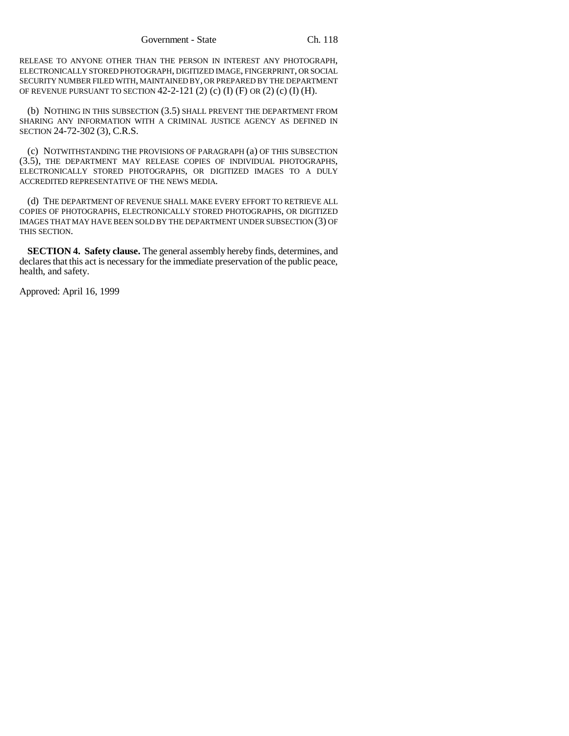RELEASE TO ANYONE OTHER THAN THE PERSON IN INTEREST ANY PHOTOGRAPH, ELECTRONICALLY STORED PHOTOGRAPH, DIGITIZED IMAGE, FINGERPRINT, OR SOCIAL SECURITY NUMBER FILED WITH, MAINTAINED BY, OR PREPARED BY THE DEPARTMENT OF REVENUE PURSUANT TO SECTION 42-2-121 (2) (c) (I) (F) OR (2) (c) (I) (H).

(b) NOTHING IN THIS SUBSECTION (3.5) SHALL PREVENT THE DEPARTMENT FROM SHARING ANY INFORMATION WITH A CRIMINAL JUSTICE AGENCY AS DEFINED IN SECTION 24-72-302 (3), C.R.S.

(c) NOTWITHSTANDING THE PROVISIONS OF PARAGRAPH (a) OF THIS SUBSECTION (3.5), THE DEPARTMENT MAY RELEASE COPIES OF INDIVIDUAL PHOTOGRAPHS, ELECTRONICALLY STORED PHOTOGRAPHS, OR DIGITIZED IMAGES TO A DULY ACCREDITED REPRESENTATIVE OF THE NEWS MEDIA.

(d) THE DEPARTMENT OF REVENUE SHALL MAKE EVERY EFFORT TO RETRIEVE ALL COPIES OF PHOTOGRAPHS, ELECTRONICALLY STORED PHOTOGRAPHS, OR DIGITIZED IMAGES THAT MAY HAVE BEEN SOLD BY THE DEPARTMENT UNDER SUBSECTION (3) OF THIS SECTION.

**SECTION 4. Safety clause.** The general assembly hereby finds, determines, and declares that this act is necessary for the immediate preservation of the public peace, health, and safety.

Approved: April 16, 1999